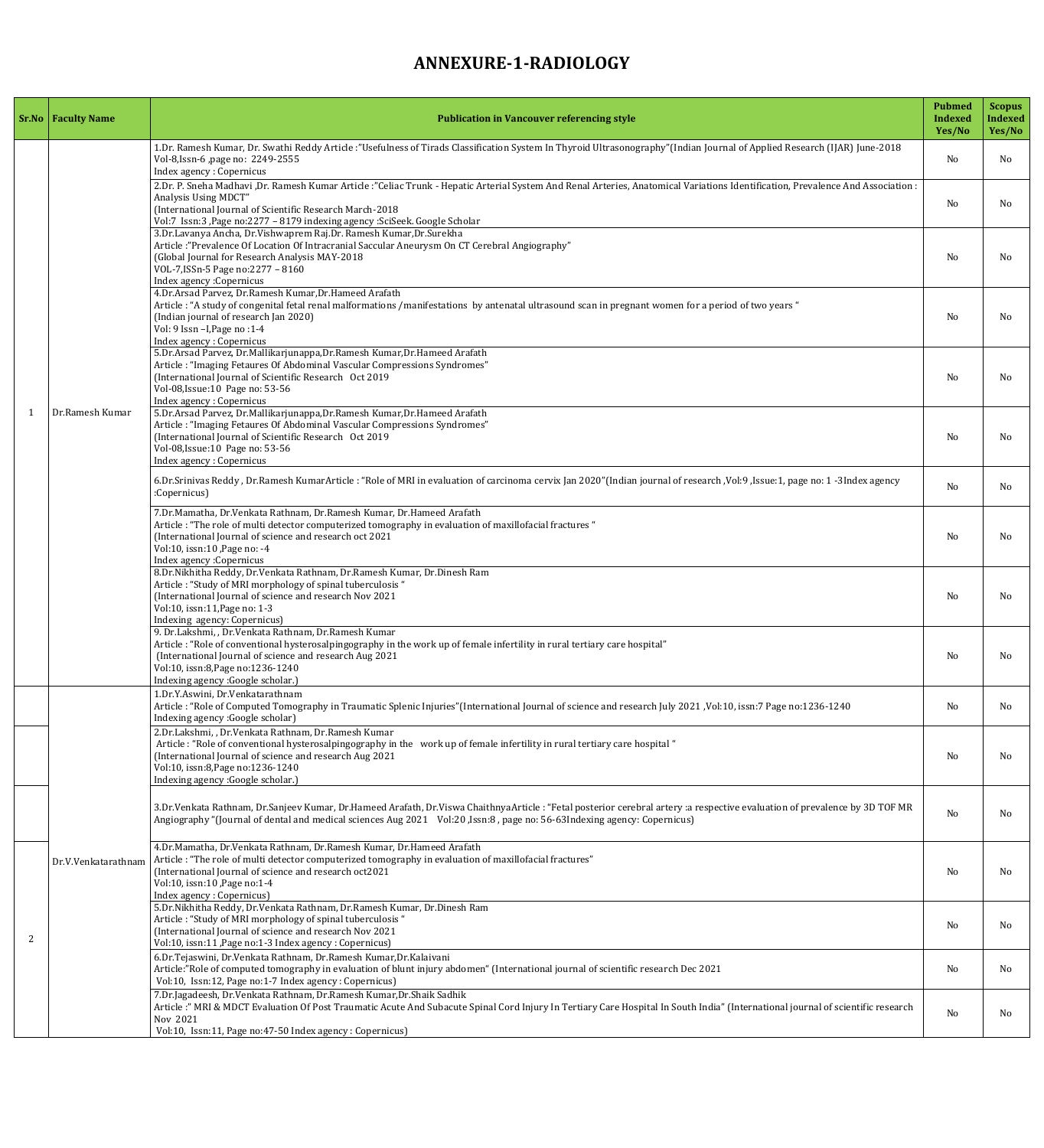# ANNEXURE-1-RADIOLOGY

| Sr.No | Faculty Name | Publication in Vancouver referencing style | Pubmed Indexed Yes/No | Scopus Indexed Yes/No |
|---|---|---|---|---|
| 1 | Dr.Ramesh Kumar | 1.Dr. Ramesh Kumar, Dr. Swathi Reddy Article :"Usefulness of Tirads Classification System In Thyroid Ultrasonography"(Indian Journal of Applied Research (IJAR) June-2018 Vol-8,Issn-6 ,page no: 2249-2555 Index agency : Copernicus | No | No |
| | | 2.Dr. P. Sneha Madhavi ,Dr. Ramesh Kumar Article :"Celiac Trunk - Hepatic Arterial System And Renal Arteries, Anatomical Variations Identification, Prevalence And Association : Analysis Using MDCT" (International Journal of Scientific Research March-2018 Vol:7 Issn:3 ,Page no:2277 – 8179 indexing agency :SciSeek. Google Scholar | No | No |
| | | 3.Dr.Lavanya Ancha, Dr.Vishwaprem Raj.Dr. Ramesh Kumar,Dr.Surekha Article :"Prevalence Of Location Of Intracranial Saccular Aneurysm On CT Cerebral Angiography" (Global Journal for Research Analysis MAY-2018 VOL-7,ISSn-5 Page no:2277 – 8160 Index agency :Copernicus | No | No |
| | | 4.Dr.Arsad Parvez, Dr.Ramesh Kumar,Dr.Hameed Arafath Article : "A study of congenital fetal renal malformations /manifestations by antenatal ultrasound scan in pregnant women for a period of two years " (Indian journal of research Jan 2020) Vol: 9 Issn –I,Page no :1-4 Index agency : Copernicus | No | No |
| | | 5.Dr.Arsad Parvez, Dr.Mallikarjunappa,Dr.Ramesh Kumar,Dr.Hameed Arafath Article : "Imaging Fetaures Of Abdominal Vascular Compressions Syndromes" (International Journal of Scientific Research Oct 2019 Vol-08,Issue:10 Page no: 53-56 Index agency : Copernicus | No | No |
| | | 5.Dr.Arsad Parvez, Dr.Mallikarjunappa,Dr.Ramesh Kumar,Dr.Hameed Arafath Article : "Imaging Fetaures Of Abdominal Vascular Compressions Syndromes" (International Journal of Scientific Research Oct 2019 Vol-08,Issue:10 Page no: 53-56 Index agency : Copernicus | No | No |
| | | 6.Dr.Srinivas Reddy , Dr.Ramesh KumarArticle : "Role of MRI in evaluation of carcinoma cervix Jan 2020"(Indian journal of research ,Vol:9 ,Issue:1, page no: 1 -3Index agency :Copernicus) | No | No |
| | | 7.Dr.Mamatha, Dr.Venkata Rathnam, Dr.Ramesh Kumar, Dr.Hameed Arafath Article : "The role of multi detector computerized tomography in evaluation of maxillofacial fractures " (International Journal of science and research oct 2021 Vol:10, issn:10 ,Page no: -4 Index agency :Copernicus | No | No |
| | | 8.Dr.Nikhitha Reddy, Dr.Venkata Rathnam, Dr.Ramesh Kumar, Dr.Dinesh Ram Article : "Study of MRI morphology of spinal tuberculosis " (International Journal of science and research Nov 2021 Vol:10, issn:11,Page no: 1-3 Indexing agency: Copernicus) | No | No |
| | | 9. Dr.Lakshmi, , Dr.Venkata Rathnam, Dr.Ramesh Kumar Article : "Role of conventional hysterosalpingography in the work up of female infertility in rural tertiary care hospital" (International Journal of science and research Aug 2021 Vol:10, issn:8,Page no:1236-1240 Indexing agency :Google scholar.) | No | No |
| | Dr.V.Venkatarathnam | 1.Dr.Y.Aswini, Dr.Venkatarathnam Article : "Role of Computed Tomography in Traumatic Splenic Injuries"(International Journal of science and research July 2021 ,Vol:10, issn:7 Page no:1236-1240 Indexing agency :Google scholar) | No | No |
| | | 2.Dr.Lakshmi, , Dr.Venkata Rathnam, Dr.Ramesh Kumar Article : "Role of conventional hysterosalpingography in the work up of female infertility in rural tertiary care hospital " (International Journal of science and research Aug 2021 Vol:10, issn:8,Page no:1236-1240 Indexing agency :Google scholar.) | No | No |
| | | 3.Dr.Venkata Rathnam, Dr.Sanjeev Kumar, Dr.Hameed Arafath, Dr.Viswa ChaithnyaArticle : "Fetal posterior cerebral artery :a respective evaluation of prevalence by 3D TOF MR Angiography "(Journal of dental and medical sciences Aug 2021 Vol:20 ,Issn:8 , page no: 56-63Indexing agency: Copernicus) | No | No |
| 2 | | 4.Dr.Mamatha, Dr.Venkata Rathnam, Dr.Ramesh Kumar, Dr.Hameed Arafath Article : "The role of multi detector computerized tomography in evaluation of maxillofacial fractures" (International Journal of science and research oct2021 Vol:10, issn:10 ,Page no:1-4 Index agency : Copernicus) | No | No |
| | | 5.Dr.Nikhitha Reddy, Dr.Venkata Rathnam, Dr.Ramesh Kumar, Dr.Dinesh Ram Article : "Study of MRI morphology of spinal tuberculosis " (International Journal of science and research Nov 2021 Vol:10, issn:11 ,Page no:1-3 Index agency : Copernicus) | No | No |
| | | 6.Dr.Tejaswini, Dr.Venkata Rathnam, Dr.Ramesh Kumar,Dr.Kalaivani Article:"Role of computed tomography in evaluation of blunt injury abdomen" (International journal of scientific research Dec 2021 Vol:10, Issn:12, Page no:1-7 Index agency : Copernicus) | No | No |
| | | 7.Dr.Jagadeesh, Dr.Venkata Rathnam, Dr.Ramesh Kumar,Dr.Shaik Sadhik Article :" MRI & MDCT Evaluation Of Post Traumatic Acute And Subacute Spinal Cord Injury In Tertiary Care Hospital In South India" (International journal of scientific research Nov 2021 Vol:10, Issn:11, Page no:47-50 Index agency : Copernicus) | No | No |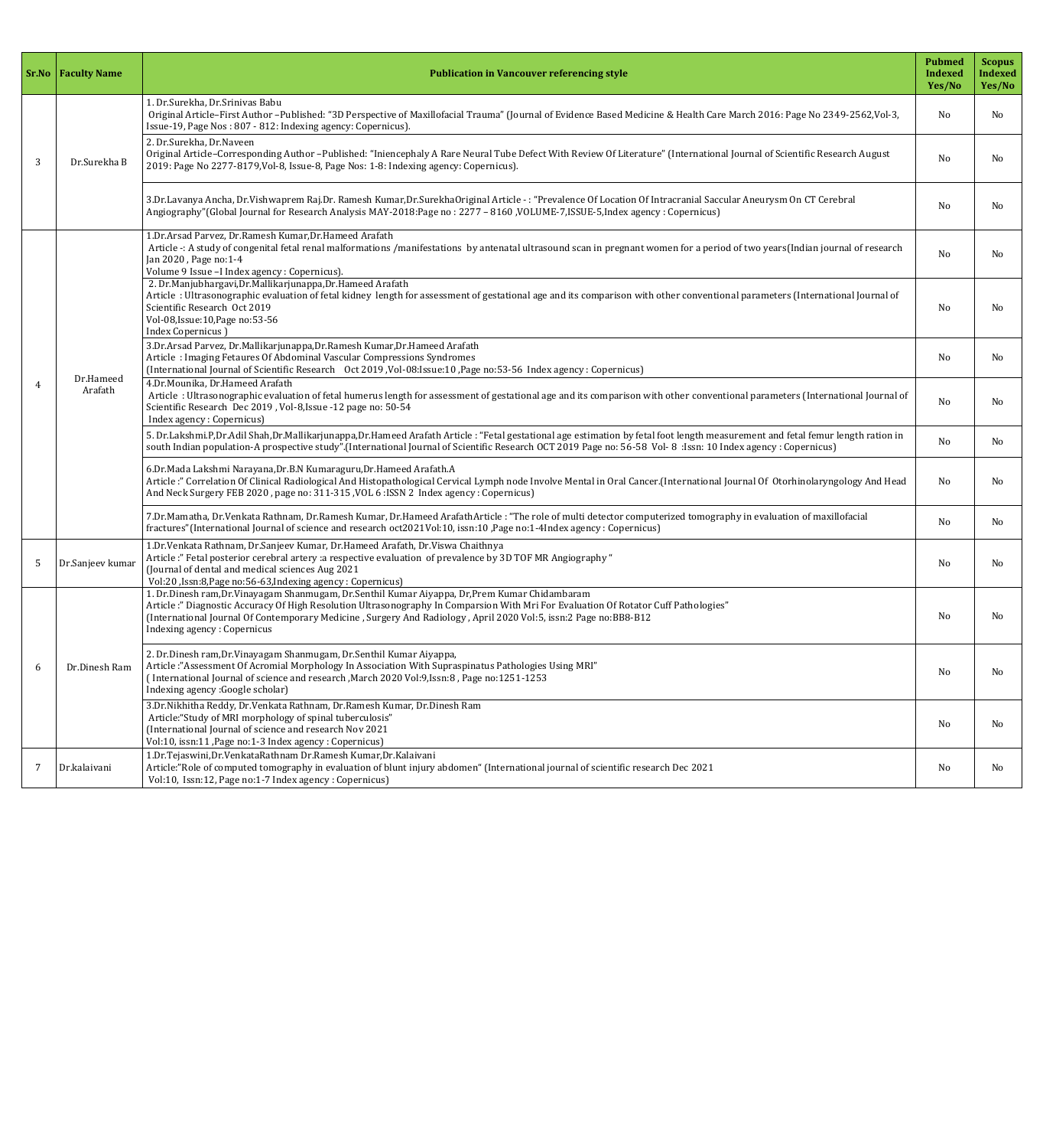| Sr.No | Faculty Name | Publication in Vancouver referencing style | Pubmed Indexed Yes/No | Scopus Indexed Yes/No |
|---|---|---|---|---|
| 3 | Dr.Surekha B | 1. Dr.Surekha, Dr.Srinivas Babu Original Article–First Author –Published: "3D Perspective of Maxillofacial Trauma" (Journal of Evidence Based Medicine & Health Care March 2016: Page No 2349-2562,Vol-3, Issue-19, Page Nos : 807 - 812: Indexing agency: Copernicus). | No | No |
| | | 2. Dr.Surekha, Dr.Naveen Original Article–Corresponding Author –Published: "Iniencephaly A Rare Neural Tube Defect With Review Of Literature" (International Journal of Scientific Research August 2019: Page No 2277-8179,Vol-8, Issue-8, Page Nos: 1-8: Indexing agency: Copernicus). | No | No |
| | | 3.Dr.Lavanya Ancha, Dr.Vishwaprem Raj.Dr. Ramesh Kumar,Dr.SurekhaOriginal Article - : "Prevalence Of Location Of Intracranial Saccular Aneurysm On CT Cerebral Angiography"(Global Journal for Research Analysis MAY-2018:Page no : 2277 – 8160 ,VOLUME-7,ISSUE-5,Index agency : Copernicus) | No | No |
| 4 | Dr.Hameed Arafath | 1.Dr.Arsad Parvez, Dr.Ramesh Kumar,Dr.Hameed Arafath Article -: A study of congenital fetal renal malformations /manifestations by antenatal ultrasound scan in pregnant women for a period of two years(Indian journal of research Jan 2020 , Page no:1-4 Volume 9 Issue –I Index agency : Copernicus). | No | No |
| | | 2. Dr.Manjubhargavi,Dr.Mallikarjunappa,Dr.Hameed Arafath Article : Ultrasonographic evaluation of fetal kidney length for assessment of gestational age and its comparison with other conventional parameters (International Journal of Scientific Research Oct 2019 Vol-08,Issue:10,Page no:53-56 Index Copernicus ) | No | No |
| | | 3.Dr.Arsad Parvez, Dr.Mallikarjunappa,Dr.Ramesh Kumar,Dr.Hameed Arafath Article : Imaging Fetaures Of Abdominal Vascular Compressions Syndromes (International Journal of Scientific Research Oct 2019 ,Vol-08:Issue:10 ,Page no:53-56 Index agency : Copernicus) | No | No |
| | | 4.Dr.Mounika, Dr.Hameed Arafath Article : Ultrasonographic evaluation of fetal humerus length for assessment of gestational age and its comparison with other conventional parameters (International Journal of Scientific Research Dec 2019 , Vol-8,Issue -12 page no: 50-54 Index agency : Copernicus) | No | No |
| | | 5. Dr.Lakshmi.P,Dr.Adil Shah,Dr.Mallikarjunappa,Dr.Hameed Arafath Article : "Fetal gestational age estimation by fetal foot length measurement and fetal femur length ration in south Indian population-A prospective study".(International Journal of Scientific Research OCT 2019 Page no: 56-58 Vol- 8 :Issn: 10 Index agency : Copernicus) | No | No |
| | | 6.Dr.Mada Lakshmi Narayana,Dr.B.N Kumaraguru,Dr.Hameed Arafath.A Article :" Correlation Of Clinical Radiological And Histopathological Cervical Lymph node Involve Mental in Oral Cancer.(International Journal Of Otorhinolaryngology And Head And Neck Surgery FEB 2020 , page no: 311-315 ,VOL 6 :ISSN 2 Index agency : Copernicus) | No | No |
| | | 7.Dr.Mamatha, Dr.Venkata Rathnam, Dr.Ramesh Kumar, Dr.Hameed ArafathArticle : "The role of multi detector computerized tomography in evaluation of maxillofacial fractures"(International Journal of science and research oct2021Vol:10, issn:10 ,Page no:1-4Index agency : Copernicus) | No | No |
| 5 | Dr.Sanjeev kumar | 1.Dr.Venkata Rathnam, Dr.Sanjeev Kumar, Dr.Hameed Arafath, Dr.Viswa Chaithnya Article :" Fetal posterior cerebral artery :a respective evaluation of prevalence by 3D TOF MR Angiography " (Journal of dental and medical sciences Aug 2021 Vol:20 ,Issn:8,Page no:56-63,Indexing agency : Copernicus) | No | No |
| 6 | Dr.Dinesh Ram | 1. Dr.Dinesh ram,Dr.Vinayagam Shanmugam, Dr.Senthil Kumar Aiyappa, Dr,Prem Kumar Chidambaram Article :" Diagnostic Accuracy Of High Resolution Ultrasonography In Comparsion With Mri For Evaluation Of Rotator Cuff Pathologies" (International Journal Of Contemporary Medicine , Surgery And Radiology , April 2020 Vol:5, issn:2 Page no:BB8-B12 Indexing agency : Copernicus | No | No |
| | | 2. Dr.Dinesh ram,Dr.Vinayagam Shanmugam, Dr.Senthil Kumar Aiyappa, Article :"Assessment Of Acromial Morphology In Association With Supraspinatus Pathologies Using MRI" ( International Journal of science and research ,March 2020 Vol:9,Issn:8 , Page no:1251-1253 Indexing agency :Google scholar) | No | No |
| | | 3.Dr.Nikhitha Reddy, Dr.Venkata Rathnam, Dr.Ramesh Kumar, Dr.Dinesh Ram Article:"Study of MRI morphology of spinal tuberculosis" (International Journal of science and research Nov 2021 Vol:10, issn:11 ,Page no:1-3 Index agency : Copernicus) | No | No |
| 7 | Dr.kalaivani | 1.Dr.Tejaswini,Dr.VenkataRathnam Dr.Ramesh Kumar,Dr.Kalaivani Article:"Role of computed tomography in evaluation of blunt injury abdomen" (International journal of scientific research Dec 2021 Vol:10, Issn:12, Page no:1-7 Index agency : Copernicus) | No | No |